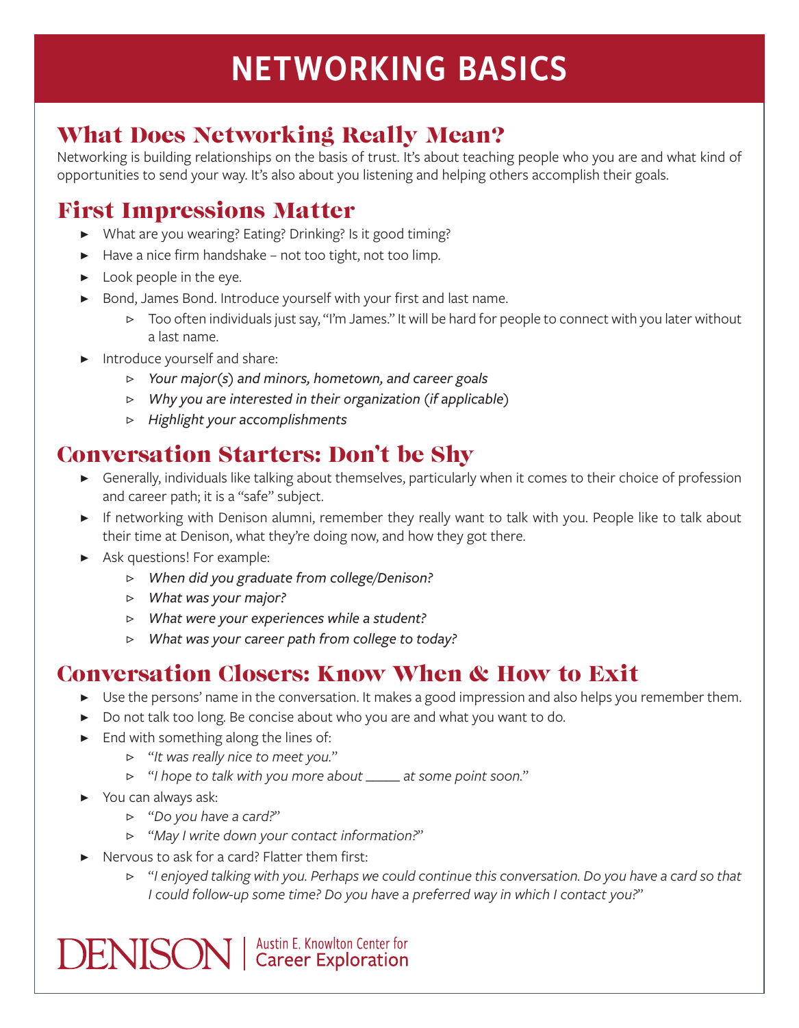# NETWORKING BASICS

## What Does Networking Really Mean?

Networking is building relationships on the basis of trust. It's about teaching people who you are and what kind of opportunities to send your way. It's also about you listening and helping others accomplish their goals.

## First Impressions Matter

- What are you wearing? Eating? Drinking? Is it good timing?
- Have a nice firm handshake – not too tight, not too limp.
- Look people in the eye.
- Bond, James Bond. Introduce yourself with your first and last name.
  - Too often individuals just say, "I'm James." It will be hard for people to connect with you later without a last name.
- Introduce yourself and share:
  - *Your major(s) and minors, hometown, and career goals*
  - *Why you are interested in their organization (if applicable)*
  - *Highlight your accomplishments*

## Conversation Starters: Don't be Shy

- Generally, individuals like talking about themselves, particularly when it comes to their choice of profession and career path; it is a "safe" subject.
- If networking with Denison alumni, remember they really want to talk with you. People like to talk about their time at Denison, what they're doing now, and how they got there.
- Ask questions! For example:
  - *When did you graduate from college/Denison?*
  - *What was your major?*
  - *What were your experiences while a student?*
  - *What was your career path from college to today?*

## Conversation Closers: Know When & How to Exit

- Use the persons' name in the conversation. It makes a good impression and also helps you remember them.
- Do not talk too long. Be concise about who you are and what you want to do.
- End with something along the lines of:
  - "*It was really nice to meet you.*"
  - "*I hope to talk with you more about _____ at some point soon.*"
- You can always ask:
  - "*Do you have a card?*"
  - "*May I write down your contact information?*"
- Nervous to ask for a card? Flatter them first:
  - "*I enjoyed talking with you. Perhaps we could continue this conversation. Do you have a card so that I could follow-up some time? Do you have a preferred way in which I contact you?*"

DENISON | Austin E. Knowlton Center for Career Exploration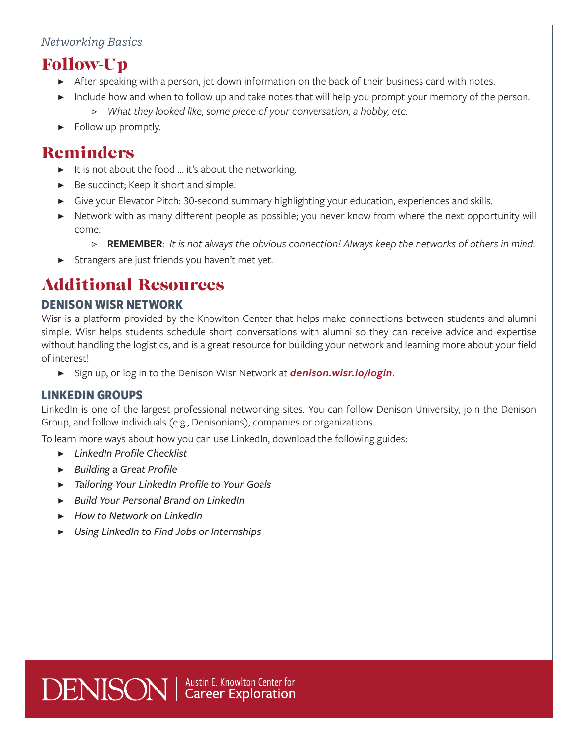*Networking Basics*

## Follow-Up

- After speaking with a person, jot down information on the back of their business card with notes.
- Include how and when to follow up and take notes that will help you prompt your memory of the person.
  - *What they looked like, some piece of your conversation, a hobby, etc.*
- Follow up promptly.

## Reminders

- It is not about the food ... it's about the networking.
- Be succinct; Keep it short and simple.
- Give your Elevator Pitch: 30-second summary highlighting your education, experiences and skills.
- Network with as many different people as possible; you never know from where the next opportunity will come.
  - **REMEMBER**: *It is not always the obvious connection! Always keep the networks of others in mind.*
- Strangers are just friends you haven't met yet.

## Additional Resources

### DENISON WISR NETWORK

Wisr is a platform provided by the Knowlton Center that helps make connections between students and alumni simple. Wisr helps students schedule short conversations with alumni so they can receive advice and expertise without handling the logistics, and is a great resource for building your network and learning more about your field of interest!

- Sign up, or log in to the Denison Wisr Network at ***denison.wisr.io/login***.

### LINKEDIN GROUPS

LinkedIn is one of the largest professional networking sites. You can follow Denison University, join the Denison Group, and follow individuals (e.g., Denisonians), companies or organizations.

To learn more ways about how you can use LinkedIn, download the following guides:

- *LinkedIn Profile Checklist*
- *Building a Great Profile*
- *Tailoring Your LinkedIn Profile to Your Goals*
- *Build Your Personal Brand on LinkedIn*
- *How to Network on LinkedIn*
- *Using LinkedIn to Find Jobs or Internships*

DENISON | Austin E. Knowlton Center for Career Exploration